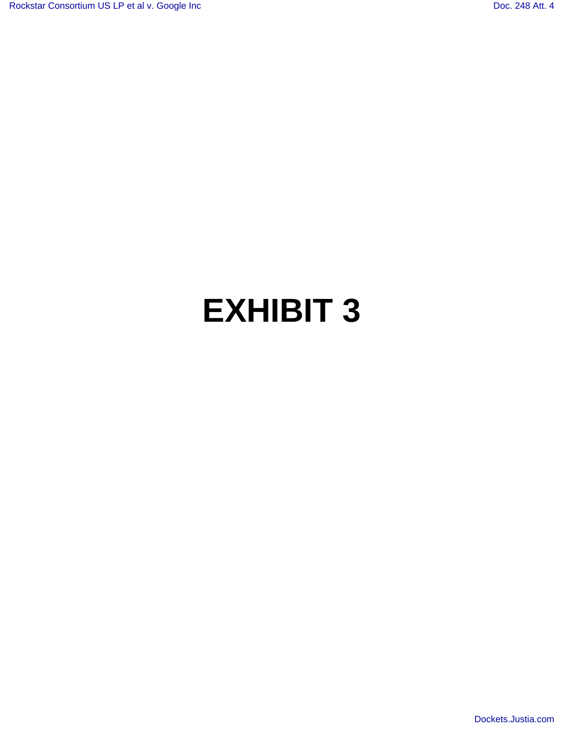# EXHIBIT 3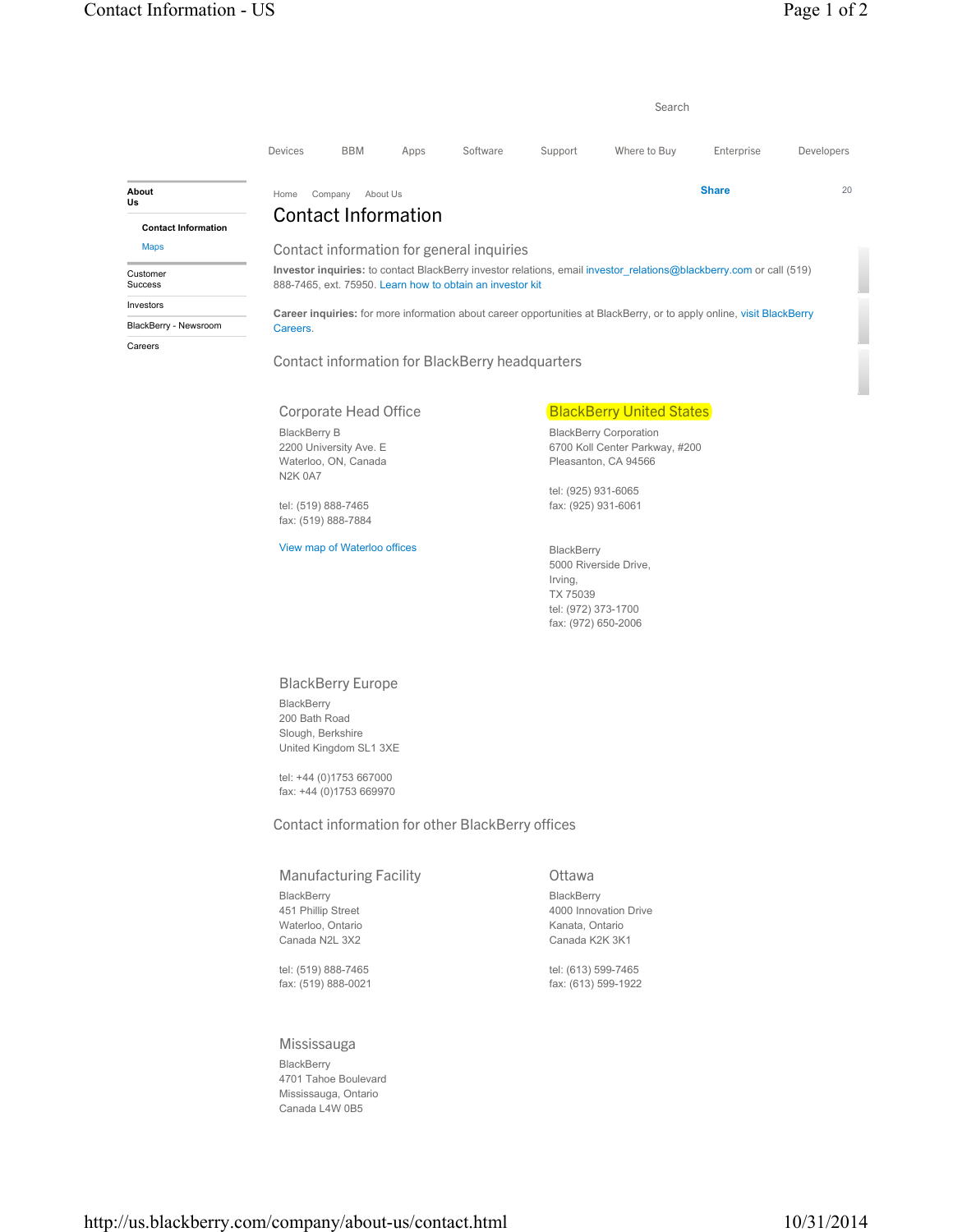Search

Devices BBM Apps Software Support Where to Buy Enterprise Developers

**About Us**

**Contact Information**

Maps

Customer Success

Investors

BlackBerry - Newsroom

Careers

Home Company About Us

**Share** 20

# Contact Information

## Contact information for general inquiries

**Investor inquiries:** to contact BlackBerry investor relations, email investor_relations@blackberry.com or call (519) 888-7465, ext. 75950. Learn how to obtain an investor kit

**Career inquiries:** for more information about career opportunities at BlackBerry, or to apply online, visit BlackBerry Careers.

## Contact information for BlackBerry headquarters

### Corporate Head Office

BlackBerry B
2200 University Ave. E
Waterloo, ON, Canada
N2K 0A7

tel: (519) 888-7465
fax: (519) 888-7884

View map of Waterloo offices

### BlackBerry United States

BlackBerry Corporation
6700 Koll Center Parkway, #200
Pleasanton, CA 94566

tel: (925) 931-6065
fax: (925) 931-6061

BlackBerry
5000 Riverside Drive,
Irving,
TX 75039
tel: (972) 373-1700
fax: (972) 650-2006

### BlackBerry Europe

BlackBerry
200 Bath Road
Slough, Berkshire
United Kingdom SL1 3XE

tel: +44 (0)1753 667000
fax: +44 (0)1753 669970

## Contact information for other BlackBerry offices

### Manufacturing Facility

BlackBerry
451 Phillip Street
Waterloo, Ontario
Canada N2L 3X2

tel: (519) 888-7465
fax: (519) 888-0021

### Ottawa

BlackBerry
4000 Innovation Drive
Kanata, Ontario
Canada K2K 3K1

tel: (613) 599-7465
fax: (613) 599-1922

### Mississauga

BlackBerry
4701 Tahoe Boulevard
Mississauga, Ontario
Canada L4W 0B5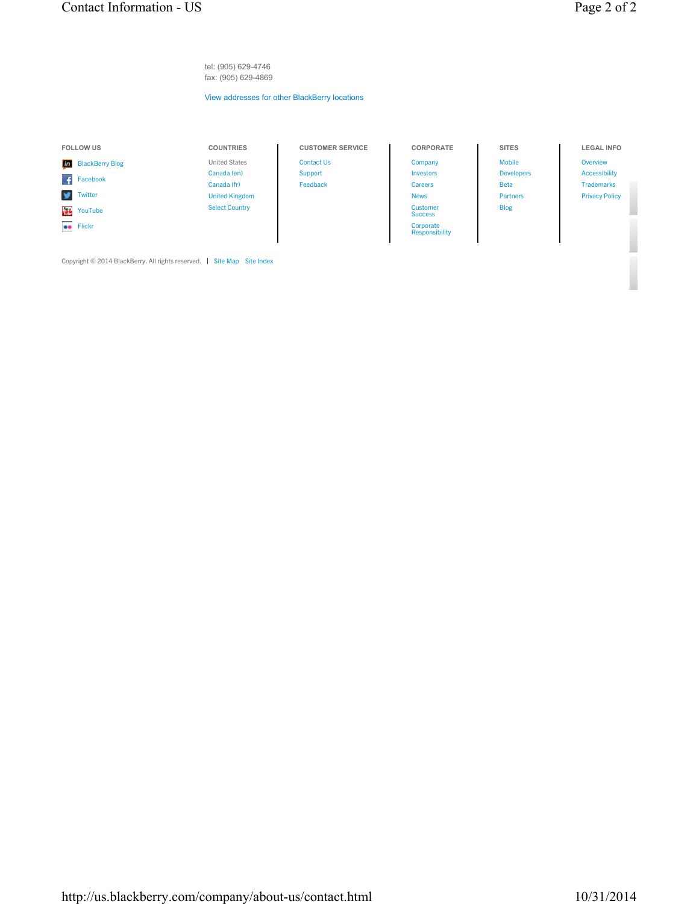tel: (905) 629-4746
fax: (905) 629-4869

View addresses for other BlackBerry locations

**FOLLOW US**

- BlackBerry Blog
- Facebook
- Twitter
- YouTube
- Flickr

**COUNTRIES**

- United States
- Canada (en)
- Canada (fr)
- United Kingdom
- Select Country

**CUSTOMER SERVICE**

- Contact Us
- Support
- Feedback

**CORPORATE**

- Company
- Investors
- Careers
- News
- Customer Success
- Corporate Responsibility

**SITES**

- Mobile
- Developers
- Beta
- Partners
- Blog

**LEGAL INFO**

- Overview
- Accessibility
- Trademarks
- Privacy Policy

Copyright © 2014 BlackBerry. All rights reserved. | Site Map Site Index